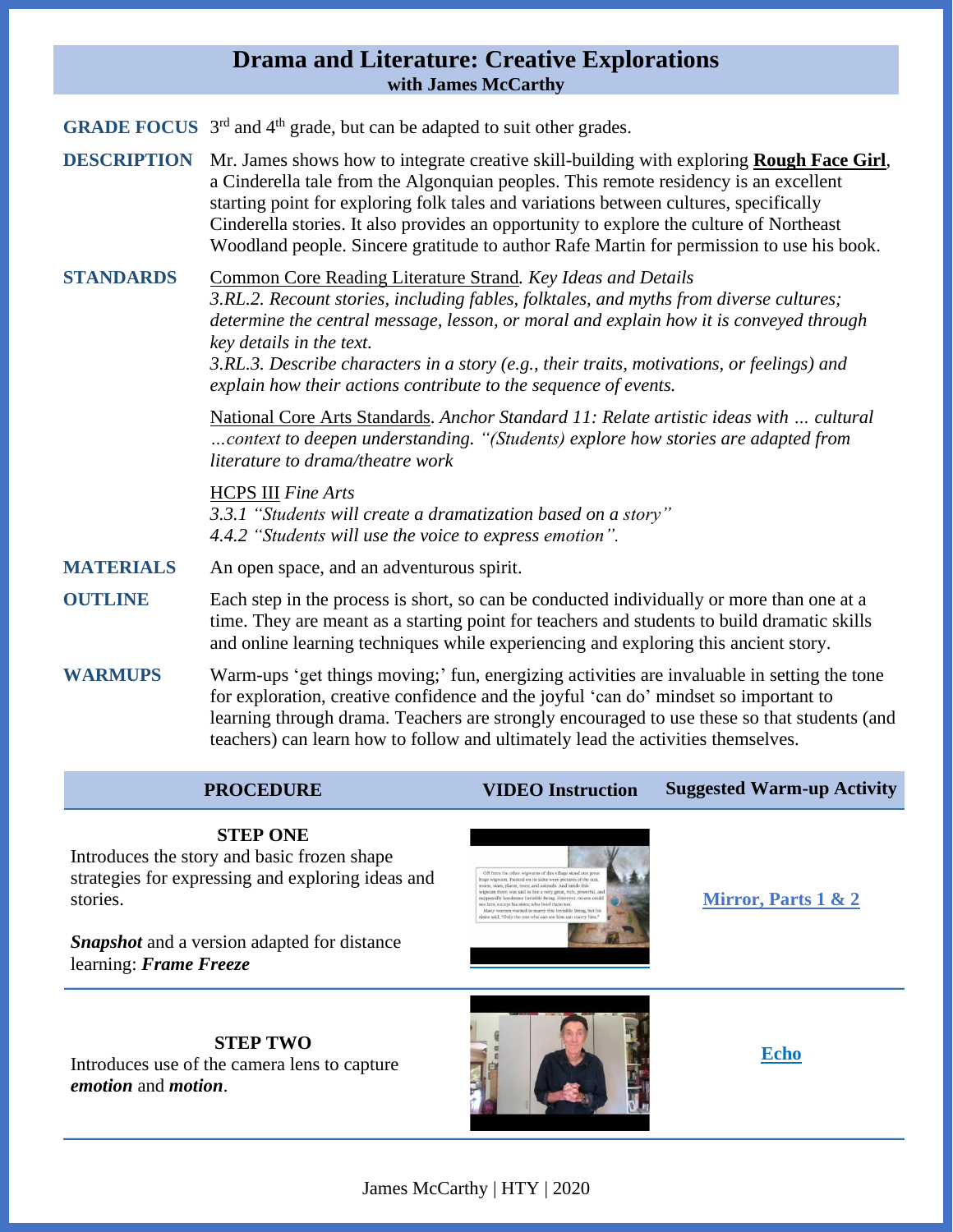# Drama and Literature: Creative Explorations

**with James McCarthy**

**GRADE FOCUS** 3rd and 4th grade, but can be adapted to suit other grades.

**DESCRIPTION** Mr. James shows how to integrate creative skill-building with exploring **Rough Face Girl**, a Cinderella tale from the Algonquian peoples. This remote residency is an excellent starting point for exploring folk tales and variations between cultures, specifically Cinderella stories. It also provides an opportunity to explore the culture of Northeast Woodland people. Sincere gratitude to author Rafe Martin for permission to use his book.

**STANDARDS** Common Core Reading Literature Strand. *Key Ideas and Details*
*3.RL.2. Recount stories, including fables, folktales, and myths from diverse cultures; determine the central message, lesson, or moral and explain how it is conveyed through key details in the text.*
*3.RL.3. Describe characters in a story (e.g., their traits, motivations, or feelings) and explain how their actions contribute to the sequence of events.*

National Core Arts Standards. *Anchor Standard 11: Relate artistic ideas with … cultural …context to deepen understanding. "(Students) explore how stories are adapted from literature to drama/theatre work*

HCPS III *Fine Arts*
*3.3.1 "Students will create a dramatization based on a story"*
*4.4.2 "Students will use the voice to express emotion".*

**MATERIALS** An open space, and an adventurous spirit.

**OUTLINE** Each step in the process is short, so can be conducted individually or more than one at a time. They are meant as a starting point for teachers and students to build dramatic skills and online learning techniques while experiencing and exploring this ancient story.

**WARMUPS** Warm-ups 'get things moving;' fun, energizing activities are invaluable in setting the tone for exploration, creative confidence and the joyful 'can do' mindset so important to learning through drama. Teachers are strongly encouraged to use these so that students (and teachers) can learn how to follow and ultimately lead the activities themselves.

| PROCEDURE | VIDEO Instruction | Suggested Warm-up Activity |
|---|---|---|
| **STEP ONE**<br>Introduces the story and basic frozen shape strategies for expressing and exploring ideas and stories.<br><br>***Snapshot*** and a version adapted for distance learning: ***Frame Freeze*** | | **Mirror, Parts 1 & 2** |
| **STEP TWO**<br>Introduces use of the camera lens to capture ***emotion*** and ***motion***. | | **Echo** |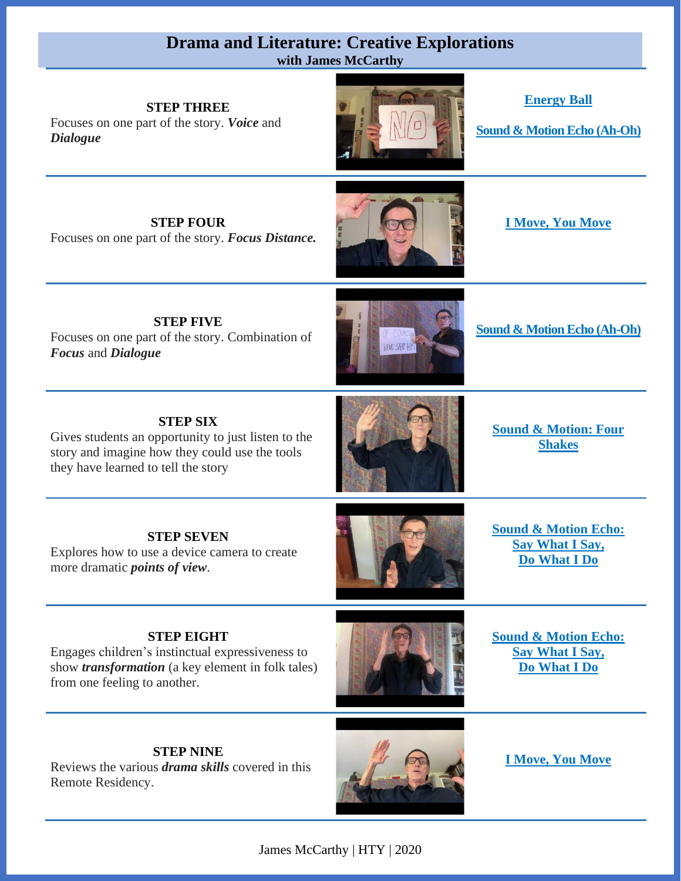# Drama and Literature: Creative Explorations

**with James McCarthy**

| | |
|---|---|
| **STEP THREE** Focuses on one part of the story. ***Voice*** and ***Dialogue*** | Energy Ball; Sound & Motion Echo (Ah-Oh) |
| **STEP FOUR** Focuses on one part of the story. ***Focus Distance.*** | I Move, You Move |
| **STEP FIVE** Focuses on one part of the story. Combination of ***Focus*** and ***Dialogue*** | Sound & Motion Echo (Ah-Oh) |
| **STEP SIX** Gives students an opportunity to just listen to the story and imagine how they could use the tools they have learned to tell the story | Sound & Motion: Four Shakes |
| **STEP SEVEN** Explores how to use a device camera to create more dramatic ***points of view***. | Sound & Motion Echo: Say What I Say, Do What I Do |
| **STEP EIGHT** Engages children's instinctual expressiveness to show ***transformation*** (a key element in folk tales) from one feeling to another. | Sound & Motion Echo: Say What I Say, Do What I Do |
| **STEP NINE** Reviews the various ***drama skills*** covered in this Remote Residency. | I Move, You Move |

James McCarthy | HTY | 2020